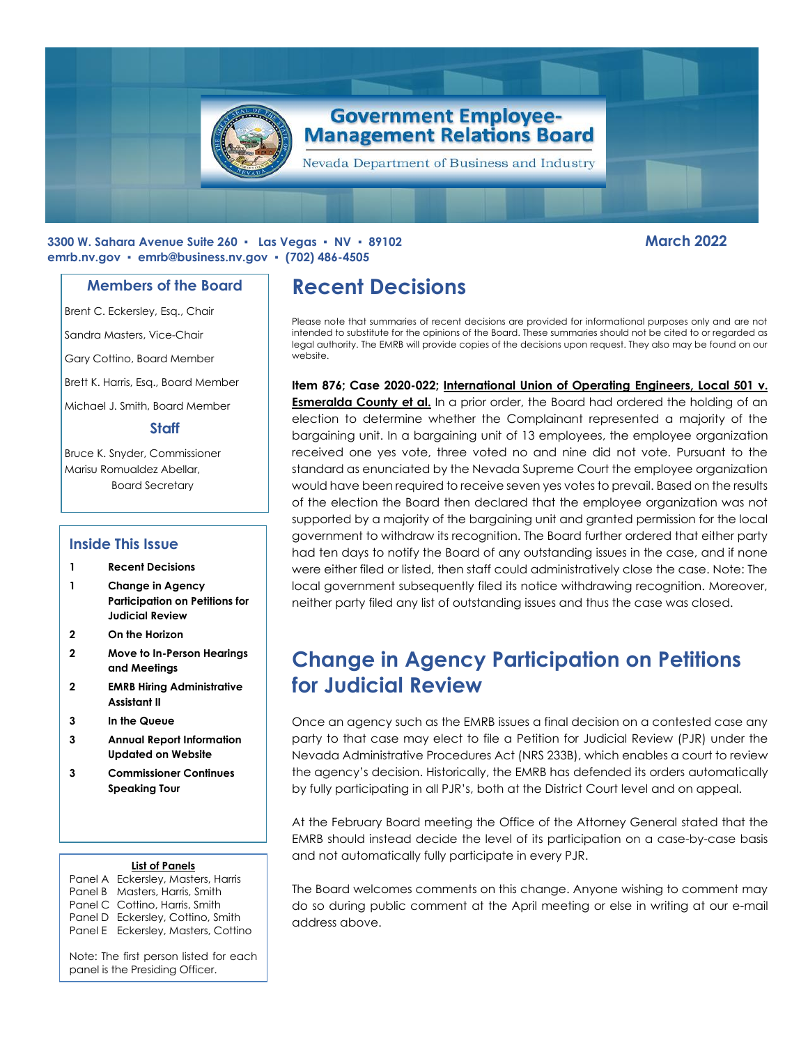# Government Employee-Management Relations Board

Nevada Department of Business and Industry

**3300 W. Sahara Avenue Suite 260 ▪ Las Vegas ▪ NV ▪ 89102**
**emrb.nv.gov ▪ emrb@business.nv.gov ▪ (702) 486-4505**

**March 2022**

## Members of the Board

Brent C. Eckersley, Esq., Chair

Sandra Masters, Vice-Chair

Gary Cottino, Board Member

Brett K. Harris, Esq., Board Member

Michael J. Smith, Board Member

### Staff

Bruce K. Snyder, Commissioner

Marisu Romualdez Abellar, Board Secretary

## Inside This Issue

| | |
|---|---|
| 1 | **Recent Decisions** |
| 1 | **Change in Agency Participation on Petitions for Judicial Review** |
| 2 | **On the Horizon** |
| 2 | **Move to In-Person Hearings and Meetings** |
| 2 | **EMRB Hiring Administrative Assistant II** |
| 3 | **In the Queue** |
| 3 | **Annual Report Information Updated on Website** |
| 3 | **Commissioner Continues Speaking Tour** |

**List of Panels**

| Panel | Members |
|---|---|
| Panel A | Eckersley, Masters, Harris |
| Panel B | Masters, Harris, Smith |
| Panel C | Cottino, Harris, Smith |
| Panel D | Eckersley, Cottino, Smith |
| Panel E | Eckersley, Masters, Cottino |

Note: The first person listed for each panel is the Presiding Officer.

# Recent Decisions

Please note that summaries of recent decisions are provided for informational purposes only and are not intended to substitute for the opinions of the Board. These summaries should not be cited to or regarded as legal authority. The EMRB will provide copies of the decisions upon request. They also may be found on our website.

**Item 876; Case 2020-022; International Union of Operating Engineers, Local 501 v. Esmeralda County et al.** In a prior order, the Board had ordered the holding of an election to determine whether the Complainant represented a majority of the bargaining unit. In a bargaining unit of 13 employees, the employee organization received one yes vote, three voted no and nine did not vote. Pursuant to the standard as enunciated by the Nevada Supreme Court the employee organization would have been required to receive seven yes votes to prevail. Based on the results of the election the Board then declared that the employee organization was not supported by a majority of the bargaining unit and granted permission for the local government to withdraw its recognition. The Board further ordered that either party had ten days to notify the Board of any outstanding issues in the case, and if none were either filed or listed, then staff could administratively close the case. Note: The local government subsequently filed its notice withdrawing recognition. Moreover, neither party filed any list of outstanding issues and thus the case was closed.

# Change in Agency Participation on Petitions for Judicial Review

Once an agency such as the EMRB issues a final decision on a contested case any party to that case may elect to file a Petition for Judicial Review (PJR) under the Nevada Administrative Procedures Act (NRS 233B), which enables a court to review the agency's decision. Historically, the EMRB has defended its orders automatically by fully participating in all PJR's, both at the District Court level and on appeal.

At the February Board meeting the Office of the Attorney General stated that the EMRB should instead decide the level of its participation on a case-by-case basis and not automatically fully participate in every PJR.

The Board welcomes comments on this change. Anyone wishing to comment may do so during public comment at the April meeting or else in writing at our e-mail address above.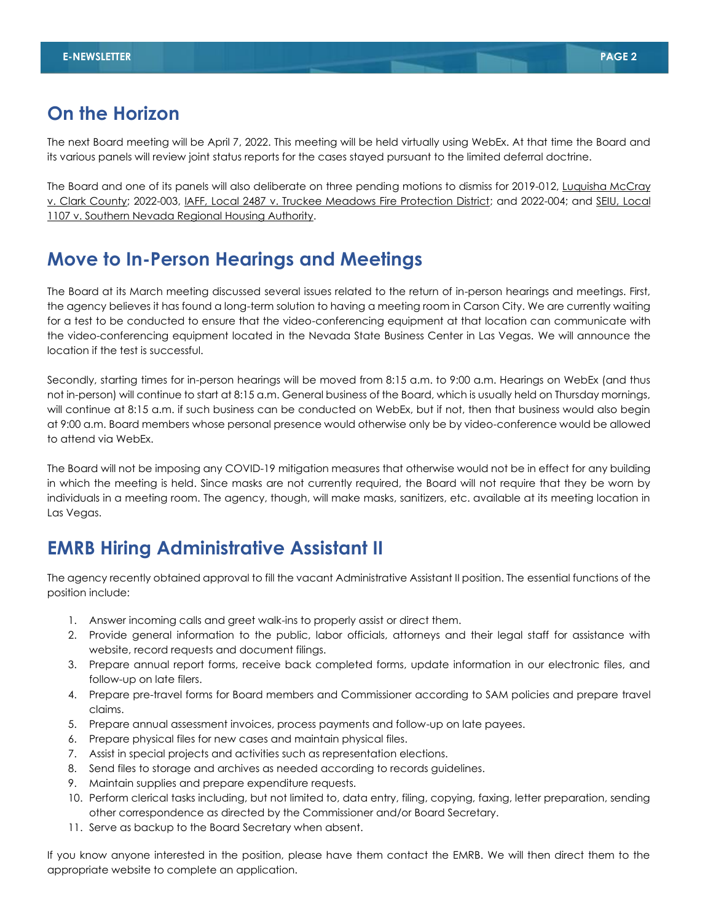## On the Horizon

The next Board meeting will be April 7, 2022. This meeting will be held virtually using WebEx. At that time the Board and its various panels will review joint status reports for the cases stayed pursuant to the limited deferral doctrine.

The Board and one of its panels will also deliberate on three pending motions to dismiss for 2019-012, Luquisha McCray v. Clark County; 2022-003, IAFF, Local 2487 v. Truckee Meadows Fire Protection District; and 2022-004; and SEIU, Local 1107 v. Southern Nevada Regional Housing Authority.

## Move to In-Person Hearings and Meetings

The Board at its March meeting discussed several issues related to the return of in-person hearings and meetings. First, the agency believes it has found a long-term solution to having a meeting room in Carson City. We are currently waiting for a test to be conducted to ensure that the video-conferencing equipment at that location can communicate with the video-conferencing equipment located in the Nevada State Business Center in Las Vegas. We will announce the location if the test is successful.

Secondly, starting times for in-person hearings will be moved from 8:15 a.m. to 9:00 a.m. Hearings on WebEx (and thus not in-person) will continue to start at 8:15 a.m. General business of the Board, which is usually held on Thursday mornings, will continue at 8:15 a.m. if such business can be conducted on WebEx, but if not, then that business would also begin at 9:00 a.m. Board members whose personal presence would otherwise only be by video-conference would be allowed to attend via WebEx.

The Board will not be imposing any COVID-19 mitigation measures that otherwise would not be in effect for any building in which the meeting is held. Since masks are not currently required, the Board will not require that they be worn by individuals in a meeting room. The agency, though, will make masks, sanitizers, etc. available at its meeting location in Las Vegas.

## EMRB Hiring Administrative Assistant II

The agency recently obtained approval to fill the vacant Administrative Assistant II position. The essential functions of the position include:

1. Answer incoming calls and greet walk-ins to properly assist or direct them.
2. Provide general information to the public, labor officials, attorneys and their legal staff for assistance with website, record requests and document filings.
3. Prepare annual report forms, receive back completed forms, update information in our electronic files, and follow-up on late filers.
4. Prepare pre-travel forms for Board members and Commissioner according to SAM policies and prepare travel claims.
5. Prepare annual assessment invoices, process payments and follow-up on late payees.
6. Prepare physical files for new cases and maintain physical files.
7. Assist in special projects and activities such as representation elections.
8. Send files to storage and archives as needed according to records guidelines.
9. Maintain supplies and prepare expenditure requests.
10. Perform clerical tasks including, but not limited to, data entry, filing, copying, faxing, letter preparation, sending other correspondence as directed by the Commissioner and/or Board Secretary.
11. Serve as backup to the Board Secretary when absent.

If you know anyone interested in the position, please have them contact the EMRB. We will then direct them to the appropriate website to complete an application.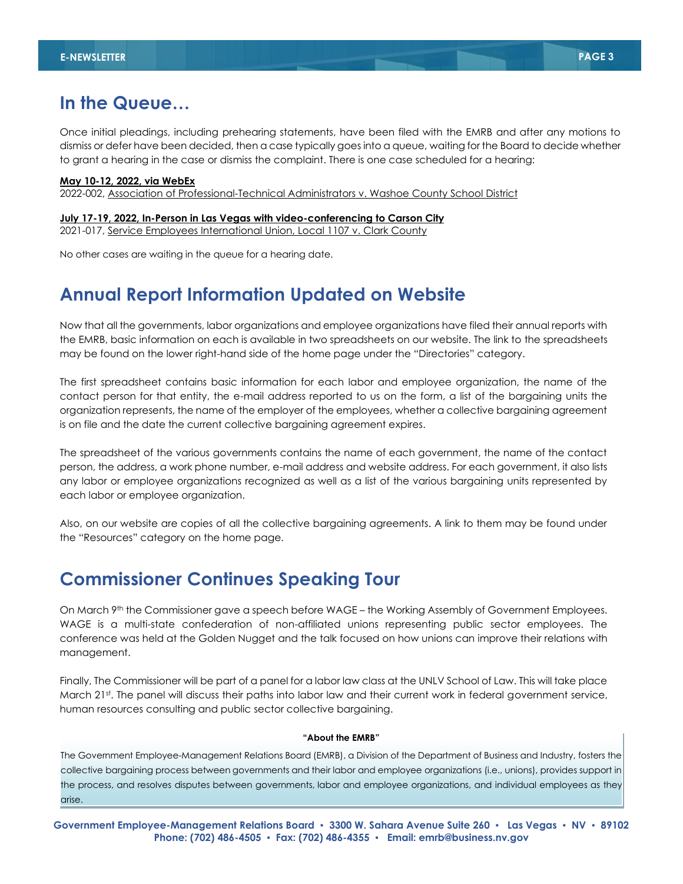## In the Queue…

Once initial pleadings, including prehearing statements, have been filed with the EMRB and after any motions to dismiss or defer have been decided, then a case typically goes into a queue, waiting for the Board to decide whether to grant a hearing in the case or dismiss the complaint. There is one case scheduled for a hearing:

**May 10-12, 2022, via WebEx**
2022-002, Association of Professional-Technical Administrators v. Washoe County School District

**July 17-19, 2022, In-Person in Las Vegas with video-conferencing to Carson City**
2021-017, Service Employees International Union, Local 1107 v. Clark County

No other cases are waiting in the queue for a hearing date.

## Annual Report Information Updated on Website

Now that all the governments, labor organizations and employee organizations have filed their annual reports with the EMRB, basic information on each is available in two spreadsheets on our website. The link to the spreadsheets may be found on the lower right-hand side of the home page under the "Directories" category.

The first spreadsheet contains basic information for each labor and employee organization, the name of the contact person for that entity, the e-mail address reported to us on the form, a list of the bargaining units the organization represents, the name of the employer of the employees, whether a collective bargaining agreement is on file and the date the current collective bargaining agreement expires.

The spreadsheet of the various governments contains the name of each government, the name of the contact person, the address, a work phone number, e-mail address and website address. For each government, it also lists any labor or employee organizations recognized as well as a list of the various bargaining units represented by each labor or employee organization.

Also, on our website are copies of all the collective bargaining agreements. A link to them may be found under the "Resources" category on the home page.

## Commissioner Continues Speaking Tour

On March 9th the Commissioner gave a speech before WAGE – the Working Assembly of Government Employees. WAGE is a multi-state confederation of non-affiliated unions representing public sector employees. The conference was held at the Golden Nugget and the talk focused on how unions can improve their relations with management.

Finally, The Commissioner will be part of a panel for a labor law class at the UNLV School of Law. This will take place March 21st. The panel will discuss their paths into labor law and their current work in federal government service, human resources consulting and public sector collective bargaining.

**"About the EMRB"**

The Government Employee-Management Relations Board (EMRB), a Division of the Department of Business and Industry, fosters the collective bargaining process between governments and their labor and employee organizations (i.e., unions), provides support in the process, and resolves disputes between governments, labor and employee organizations, and individual employees as they arise.

**Government Employee-Management Relations Board ▪ 3300 W. Sahara Avenue Suite 260 ▪ Las Vegas ▪ NV ▪ 89102**
**Phone: (702) 486-4505 ▪ Fax: (702) 486-4355 ▪ Email: emrb@business.nv.gov**